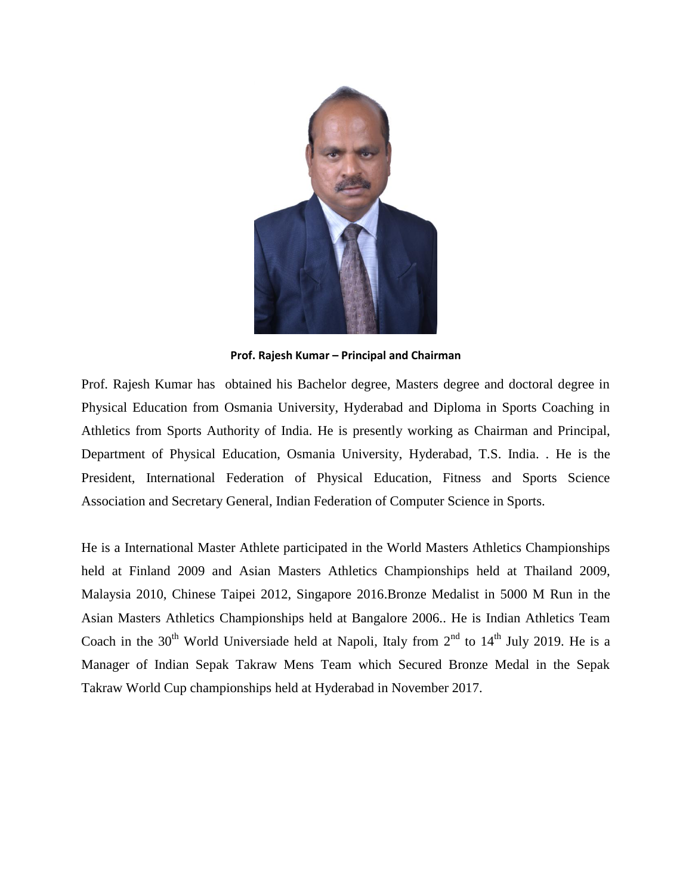**Prof. Rajesh Kumar – Principal and Chairman**

Prof. Rajesh Kumar has obtained his Bachelor degree, Masters degree and doctoral degree in Physical Education from Osmania University, Hyderabad and Diploma in Sports Coaching in Athletics from Sports Authority of India. He is presently working as Chairman and Principal, Department of Physical Education, Osmania University, Hyderabad, T.S. India. . He is the President, International Federation of Physical Education, Fitness and Sports Science Association and Secretary General, Indian Federation of Computer Science in Sports.

He is a International Master Athlete participated in the World Masters Athletics Championships held at Finland 2009 and Asian Masters Athletics Championships held at Thailand 2009, Malaysia 2010, Chinese Taipei 2012, Singapore 2016.Bronze Medalist in 5000 M Run in the Asian Masters Athletics Championships held at Bangalore 2006.. He is Indian Athletics Team Coach in the 30th World Universiade held at Napoli, Italy from 2nd to 14th July 2019. He is a Manager of Indian Sepak Takraw Mens Team which Secured Bronze Medal in the Sepak Takraw World Cup championships held at Hyderabad in November 2017.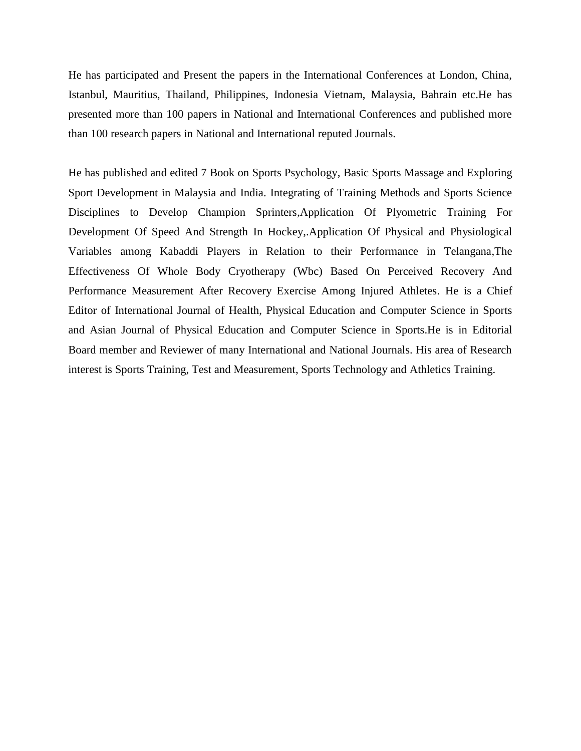He has participated and Present the papers in the International Conferences at London, China, Istanbul, Mauritius, Thailand, Philippines, Indonesia Vietnam, Malaysia, Bahrain etc.He has presented more than 100 papers in National and International Conferences and published more than 100 research papers in National and International reputed Journals.

He has published and edited 7 Book on Sports Psychology, Basic Sports Massage and Exploring Sport Development in Malaysia and India. Integrating of Training Methods and Sports Science Disciplines to Develop Champion Sprinters,Application Of Plyometric Training For Development Of Speed And Strength In Hockey,.Application Of Physical and Physiological Variables among Kabaddi Players in Relation to their Performance in Telangana,The Effectiveness Of Whole Body Cryotherapy (Wbc) Based On Perceived Recovery And Performance Measurement After Recovery Exercise Among Injured Athletes. He is a Chief Editor of International Journal of Health, Physical Education and Computer Science in Sports and Asian Journal of Physical Education and Computer Science in Sports.He is in Editorial Board member and Reviewer of many International and National Journals. His area of Research interest is Sports Training, Test and Measurement, Sports Technology and Athletics Training.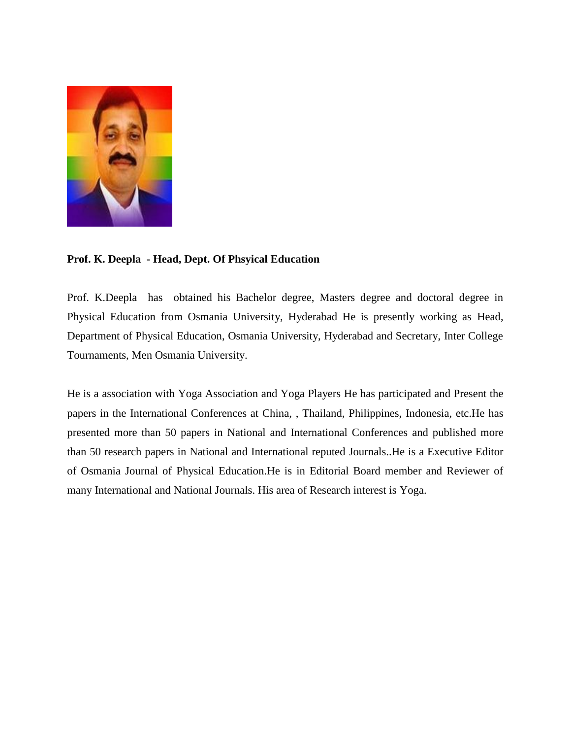**Prof. K. Deepla  - Head, Dept. Of Phsyical Education**

Prof. K.Deepla  has  obtained his Bachelor degree, Masters degree and doctoral degree in Physical Education from Osmania University, Hyderabad He is presently working as Head, Department of Physical Education, Osmania University, Hyderabad and Secretary, Inter College Tournaments, Men Osmania University.

He is a association with Yoga Association and Yoga Players He has participated and Present the papers in the International Conferences at China, , Thailand, Philippines, Indonesia, etc.He has presented more than 50 papers in National and International Conferences and published more than 50 research papers in National and International reputed Journals..He is a Executive Editor of Osmania Journal of Physical Education.He is in Editorial Board member and Reviewer of many International and National Journals. His area of Research interest is Yoga.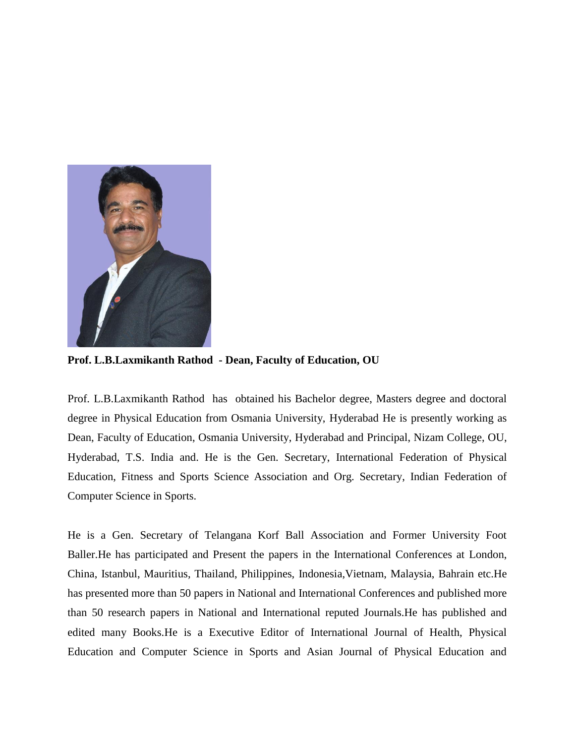**Prof. L.B.Laxmikanth Rathod - Dean, Faculty of Education, OU**

Prof. L.B.Laxmikanth Rathod has obtained his Bachelor degree, Masters degree and doctoral degree in Physical Education from Osmania University, Hyderabad He is presently working as Dean, Faculty of Education, Osmania University, Hyderabad and Principal, Nizam College, OU, Hyderabad, T.S. India and. He is the Gen. Secretary, International Federation of Physical Education, Fitness and Sports Science Association and Org. Secretary, Indian Federation of Computer Science in Sports.

He is a Gen. Secretary of Telangana Korf Ball Association and Former University Foot Baller.He has participated and Present the papers in the International Conferences at London, China, Istanbul, Mauritius, Thailand, Philippines, Indonesia,Vietnam, Malaysia, Bahrain etc.He has presented more than 50 papers in National and International Conferences and published more than 50 research papers in National and International reputed Journals.He has published and edited many Books.He is a Executive Editor of International Journal of Health, Physical Education and Computer Science in Sports and Asian Journal of Physical Education and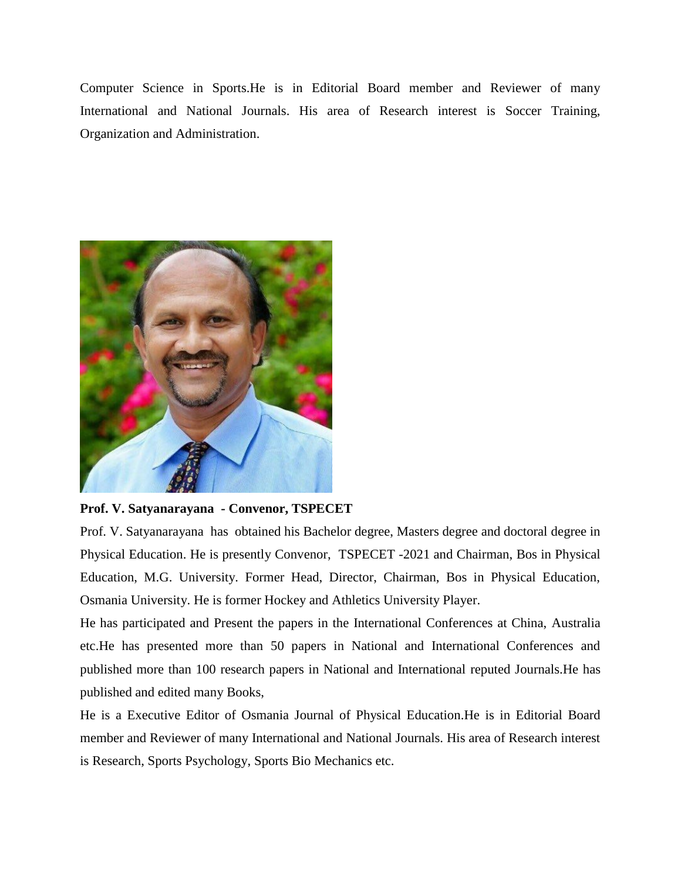Computer Science in Sports.He is in Editorial Board member and Reviewer of many International and National Journals. His area of Research interest is Soccer Training, Organization and Administration.

**Prof. V. Satyanarayana - Convenor, TSPECET**

Prof. V. Satyanarayana has obtained his Bachelor degree, Masters degree and doctoral degree in Physical Education. He is presently Convenor, TSPECET -2021 and Chairman, Bos in Physical Education, M.G. University. Former Head, Director, Chairman, Bos in Physical Education, Osmania University. He is former Hockey and Athletics University Player.

He has participated and Present the papers in the International Conferences at China, Australia etc.He has presented more than 50 papers in National and International Conferences and published more than 100 research papers in National and International reputed Journals.He has published and edited many Books,

He is a Executive Editor of Osmania Journal of Physical Education.He is in Editorial Board member and Reviewer of many International and National Journals. His area of Research interest is Research, Sports Psychology, Sports Bio Mechanics etc.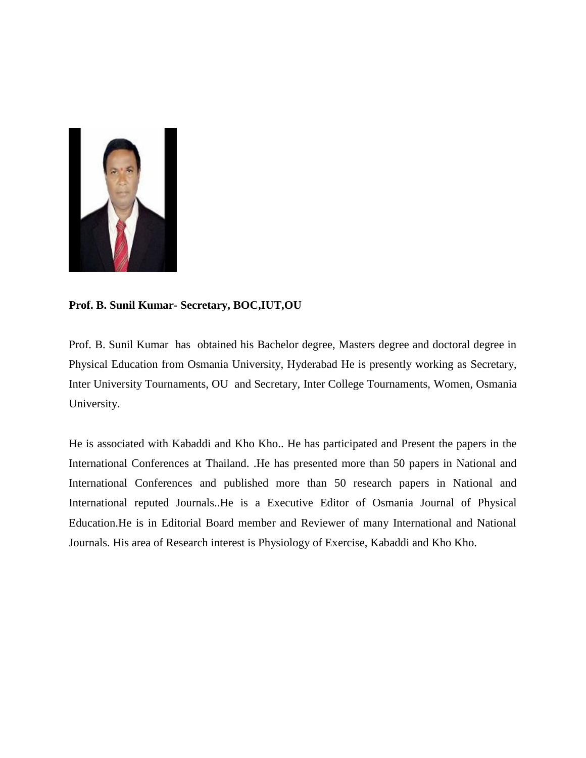**Prof. B. Sunil Kumar- Secretary, BOC,IUT,OU**

Prof. B. Sunil Kumar has obtained his Bachelor degree, Masters degree and doctoral degree in Physical Education from Osmania University, Hyderabad He is presently working as Secretary, Inter University Tournaments, OU and Secretary, Inter College Tournaments, Women, Osmania University.

He is associated with Kabaddi and Kho Kho.. He has participated and Present the papers in the International Conferences at Thailand. .He has presented more than 50 papers in National and International Conferences and published more than 50 research papers in National and International reputed Journals..He is a Executive Editor of Osmania Journal of Physical Education.He is in Editorial Board member and Reviewer of many International and National Journals. His area of Research interest is Physiology of Exercise, Kabaddi and Kho Kho.